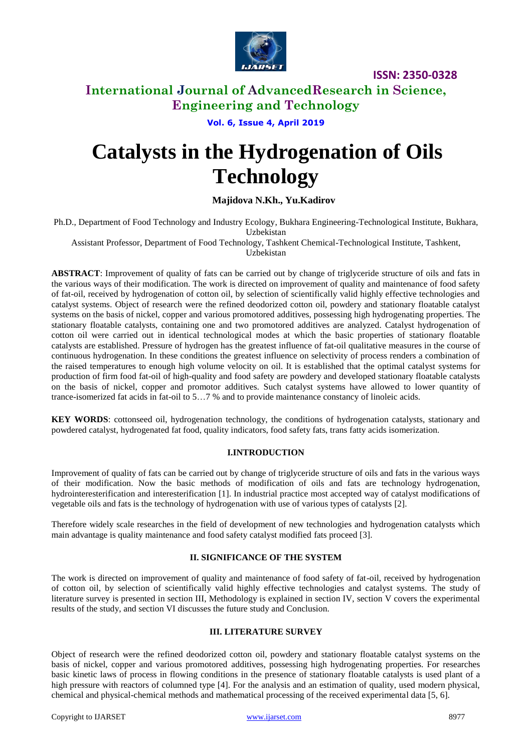# Catalysts in the Hydrogenation of Oils Technology

**Majidova N.Kh., Yu.Kadirov**

Ph.D., Department of Food Technology and Industry Ecology, Bukhara Engineering-Technological Institute, Bukhara, Uzbekistan

Assistant Professor, Department of Food Technology, Tashkent Chemical-Technological Institute, Tashkent, Uzbekistan

**ABSTRACT**: Improvement of quality of fats can be carried out by change of triglyceride structure of oils and fats in the various ways of their modification. The work is directed on improvement of quality and maintenance of food safety of fat-oil, received by hydrogenation of cotton oil, by selection of scientifically valid highly effective technologies and catalyst systems. Object of research were the refined deodorized cotton oil, powdery and stationary floatable catalyst systems on the basis of nickel, copper and various promotored additives, possessing high hydrogenating properties. The stationary floatable catalysts, containing one and two promotored additives are analyzed. Catalyst hydrogenation of cotton oil were carried out in identical technological modes at which the basic properties of stationary floatable catalysts are established. Pressure of hydrogen has the greatest influence of fat-oil qualitative measures in the course of continuous hydrogenation. In these conditions the greatest influence on selectivity of process renders a combination of the raised temperatures to enough high volume velocity on oil. It is established that the optimal catalyst systems for production of firm food fat-oil of high-quality and food safety are powdery and developed stationary floatable catalysts on the basis of nickel, copper and promotor additives. Such catalyst systems have allowed to lower quantity of trance-isomerized fat acids in fat-oil to 5…7 % and to provide maintenance constancy of linoleic acids.

**KEY WORDS**: cottonseed oil, hydrogenation technology, the conditions of hydrogenation catalysts, stationary and powdered catalyst, hydrogenated fat food, quality indicators, food safety fats, trans fatty acids isomerization.

## I.INTRODUCTION

Improvement of quality of fats can be carried out by change of triglyceride structure of oils and fats in the various ways of their modification. Now the basic methods of modification of oils and fats are technology hydrogenation, hydrointeresterification and interesterification [1]. In industrial practice most accepted way of catalyst modifications of vegetable oils and fats is the technology of hydrogenation with use of various types of catalysts [2].

Therefore widely scale researches in the field of development of new technologies and hydrogenation catalysts which main advantage is quality maintenance and food safety catalyst modified fats proceed [3].

## II. SIGNIFICANCE OF THE SYSTEM

The work is directed on improvement of quality and maintenance of food safety of fat-oil, received by hydrogenation of cotton oil, by selection of scientifically valid highly effective technologies and catalyst systems. The study of literature survey is presented in section III, Methodology is explained in section IV, section V covers the experimental results of the study, and section VI discusses the future study and Conclusion.

## III. LITERATURE SURVEY

Object of research were the refined deodorized cotton oil, powdery and stationary floatable catalyst systems on the basis of nickel, copper and various promotored additives, possessing high hydrogenating properties. For researches basic kinetic laws of process in flowing conditions in the presence of stationary floatable catalysts is used plant of a high pressure with reactors of columned type [4]. For the analysis and an estimation of quality, used modern physical, chemical and physical-chemical methods and mathematical processing of the received experimental data [5, 6].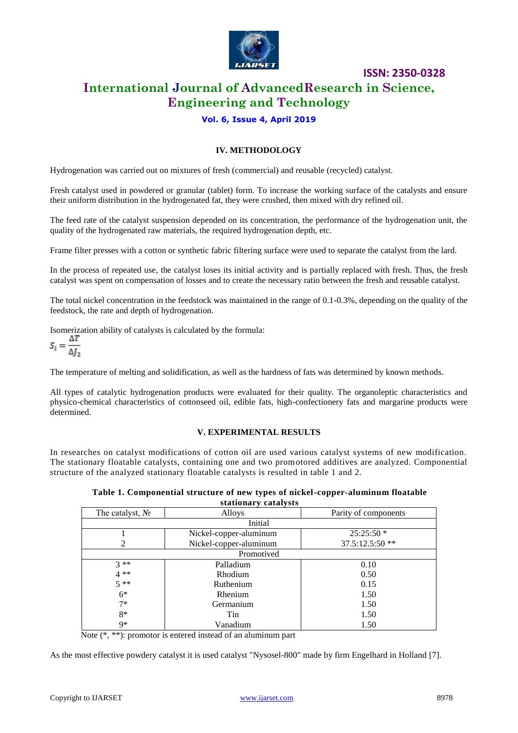## IV. METHODOLOGY

Hydrogenation was carried out on mixtures of fresh (commercial) and reusable (recycled) catalyst.

Fresh catalyst used in powdered or granular (tablet) form. To increase the working surface of the catalysts and ensure their uniform distribution in the hydrogenated fat, they were crushed, then mixed with dry refined oil.

The feed rate of the catalyst suspension depended on its concentration, the performance of the hydrogenation unit, the quality of the hydrogenated raw materials, the required hydrogenation depth, etc.

Frame filter presses with a cotton or synthetic fabric filtering surface were used to separate the catalyst from the lard.

In the process of repeated use, the catalyst loses its initial activity and is partially replaced with fresh. Thus, the fresh catalyst was spent on compensation of losses and to create the necessary ratio between the fresh and reusable catalyst.

The total nickel concentration in the feedstock was maintained in the range of 0.1-0.3%, depending on the quality of the feedstock, the rate and depth of hydrogenation.

Isomerization ability of catalysts is calculated by the formula:

$$S_i = \frac{\Delta T}{\Delta J_2}$$

The temperature of melting and solidification, as well as the hardness of fats was determined by known methods.

All types of catalytic hydrogenation products were evaluated for their quality. The organoleptic characteristics and physico-chemical characteristics of cottonseed oil, edible fats, high-confectionery fats and margarine products were determined.

## V. EXPERIMENTAL RESULTS

In researches on catalyst modifications of cotton oil are used various catalyst systems of new modification. The stationary floatable catalysts, containing one and two promotored additives are analyzed. Componential structure of the analyzed stationary floatable catalysts is resulted in table 1 and 2.

**Table 1. Componential structure of new types of nickel-copper-aluminum floatable stationary catalysts**

| The catalyst, № | Alloys | Parity of components |
|---|---|---|
| Initial | | |
| 1 | Nickel-copper-aluminum | 25:25:50 * |
| 2 | Nickel-copper-aluminum | 37.5:12.5:50 ** |
| Promotived | | |
| 3 ** | Palladium | 0.10 |
| 4 ** | Rhodium | 0.50 |
| 5 ** | Ruthenium | 0.15 |
| 6* | Rhenium | 1.50 |
| 7* | Germanium | 1.50 |
| 8* | Tin | 1.50 |
| 9* | Vanadium | 1.50 |

Note (*, **): promotor is entered instead of an aluminum part

As the most effective powdery catalyst it is used catalyst "Nysosel-800" made by firm Engelhard in Holland [7].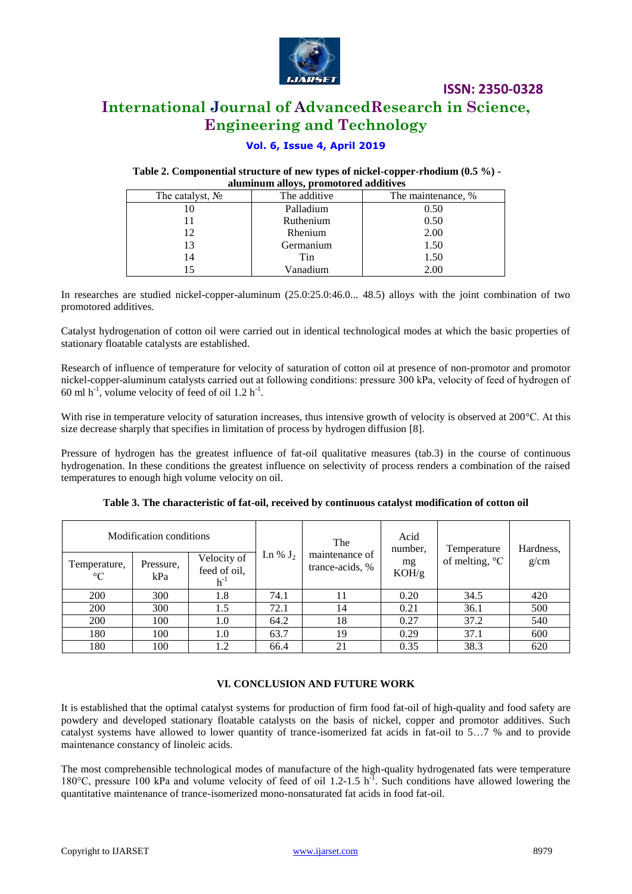**Table 2. Componential structure of new types of nickel-copper-rhodium (0.5 %) - aluminum alloys, promotored additives**

| The catalyst, № | The additive | The maintenance, % |
|---|---|---|
| 10 | Palladium | 0.50 |
| 11 | Ruthenium | 0.50 |
| 12 | Rhenium | 2.00 |
| 13 | Germanium | 1.50 |
| 14 | Tin | 1.50 |
| 15 | Vanadium | 2.00 |

In researches are studied nickel-copper-aluminum (25.0:25.0:46.0... 48.5) alloys with the joint combination of two promotored additives.

Catalyst hydrogenation of cotton oil were carried out in identical technological modes at which the basic properties of stationary floatable catalysts are established.

Research of influence of temperature for velocity of saturation of cotton oil at presence of non-promotor and promotor nickel-copper-aluminum catalysts carried out at following conditions: pressure 300 kPa, velocity of feed of hydrogen of 60 ml $h^{-1}$, volume velocity of feed of oil 1.2 $h^{-1}$.

With rise in temperature velocity of saturation increases, thus intensive growth of velocity is observed at 200°C. At this size decrease sharply that specifies in limitation of process by hydrogen diffusion [8].

Pressure of hydrogen has the greatest influence of fat-oil qualitative measures (tab.3) in the course of continuous hydrogenation. In these conditions the greatest influence on selectivity of process renders a combination of the raised temperatures to enough high volume velocity on oil.

**Table 3. The characteristic of fat-oil, received by continuous catalyst modification of cotton oil**

| Modification conditions | | | I.n % $J_2$ | The maintenance of trance-acids, % | Acid number, mg KOH/g | Temperature of melting, °C | Hardness, g/cm |
|---|---|---|---|---|---|---|---|
| Temperature, °C | Pressure, kPa | Velocity of feed of oil, $h^{-1}$ | | | | | |
| 200 | 300 | 1.8 | 74.1 | 11 | 0.20 | 34.5 | 420 |
| 200 | 300 | 1.5 | 72.1 | 14 | 0.21 | 36.1 | 500 |
| 200 | 100 | 1.0 | 64.2 | 18 | 0.27 | 37.2 | 540 |
| 180 | 100 | 1.0 | 63.7 | 19 | 0.29 | 37.1 | 600 |
| 180 | 100 | 1.2 | 66.4 | 21 | 0.35 | 38.3 | 620 |

## VI. CONCLUSION AND FUTURE WORK

It is established that the optimal catalyst systems for production of firm food fat-oil of high-quality and food safety are powdery and developed stationary floatable catalysts on the basis of nickel, copper and promotor additives. Such catalyst systems have allowed to lower quantity of trance-isomerized fat acids in fat-oil to 5…7 % and to provide maintenance constancy of linoleic acids.

The most comprehensible technological modes of manufacture of the high-quality hydrogenated fats were temperature 180°C, pressure 100 kPa and volume velocity of feed of oil 1.2-1.5 $h^{-1}$. Such conditions have allowed lowering the quantitative maintenance of trance-isomerized mono-nonsaturated fat acids in food fat-oil.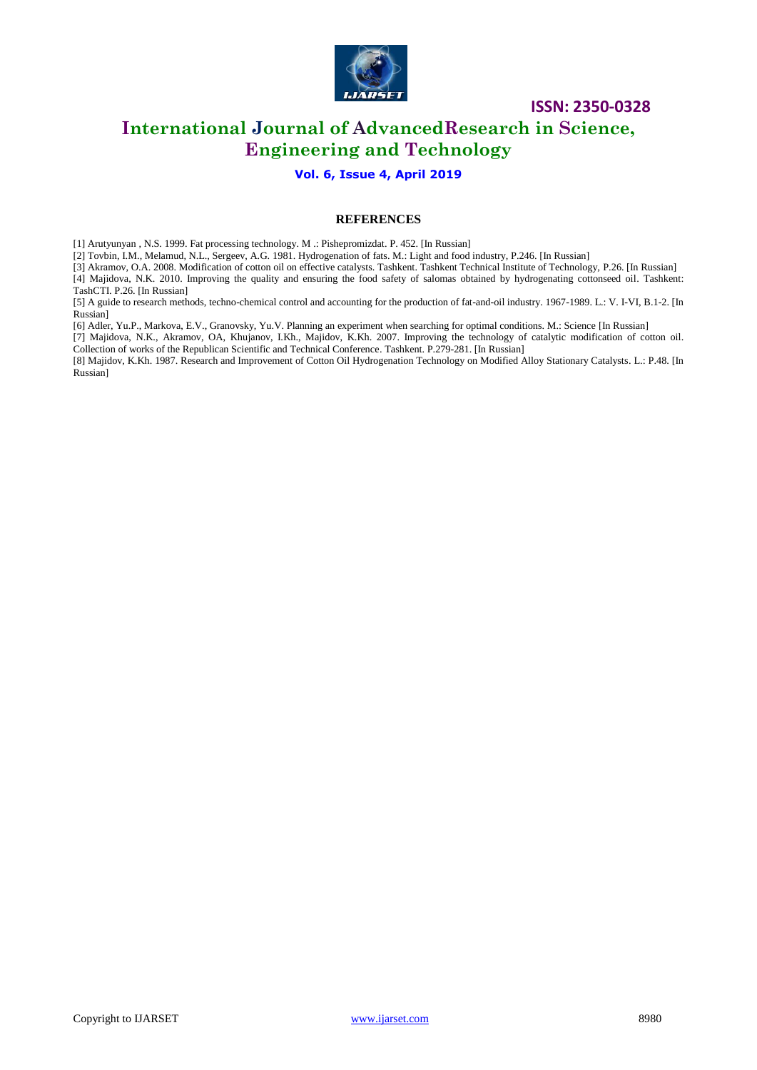## REFERENCES

[1] Arutyunyan , N.S. 1999. Fat processing technology. M .: Pishepromizdat. P. 452. [In Russian]

[2] Tovbin, I.M., Melamud, N.L., Sergeev, A.G. 1981. Hydrogenation of fats. M.: Light and food industry, P.246. [In Russian]

[3] Akramov, O.A. 2008. Modification of cotton oil on effective catalysts. Tashkent. Tashkent Technical Institute of Technology, P.26. [In Russian]

[4] Majidova, N.K. 2010. Improving the quality and ensuring the food safety of salomas obtained by hydrogenating cottonseed oil. Tashkent: TashCTI. P.26. [In Russian]

[5] A guide to research methods, techno-chemical control and accounting for the production of fat-and-oil industry. 1967-1989. L.: V. I-VI, B.1-2. [In Russian]

[6] Adler, Yu.P., Markova, E.V., Granovsky, Yu.V. Planning an experiment when searching for optimal conditions. M.: Science [In Russian]

[7] Majidova, N.K., Akramov, OA, Khujanov, I.Kh., Majidov, K.Kh. 2007. Improving the technology of catalytic modification of cotton oil. Collection of works of the Republican Scientific and Technical Conference. Tashkent. P.279-281. [In Russian]

[8] Majidov, K.Kh. 1987. Research and Improvement of Cotton Oil Hydrogenation Technology on Modified Alloy Stationary Catalysts. L.: P.48. [In Russian]